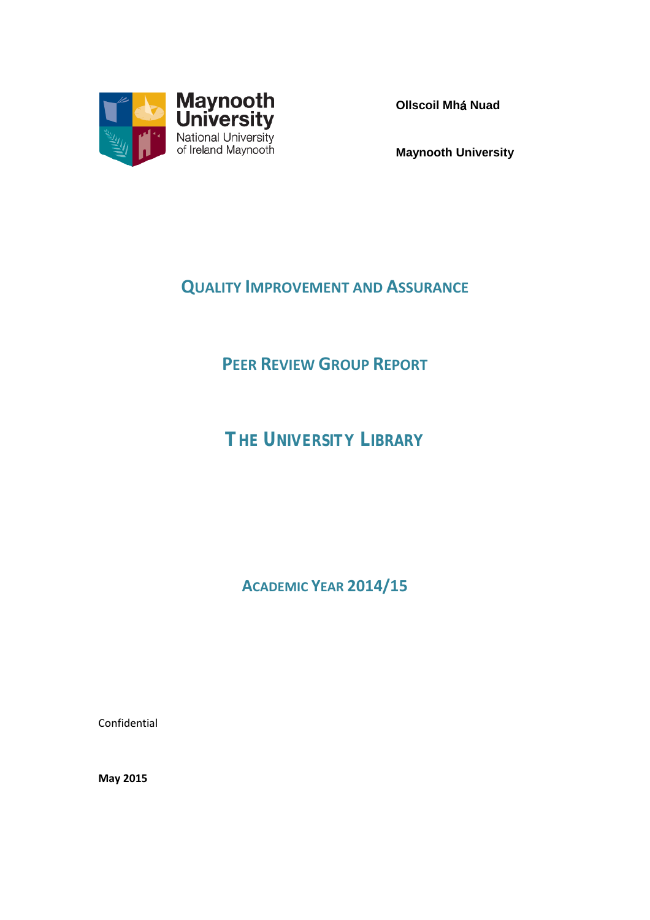Maynooth University
National University of Ireland Maynooth

**Ollscoil Mhá Nuad**

**Maynooth University**

# Quality Improvement and Assurance

## Peer Review Group Report

# The University Library

## Academic Year 2014/15

Confidential

**May 2015**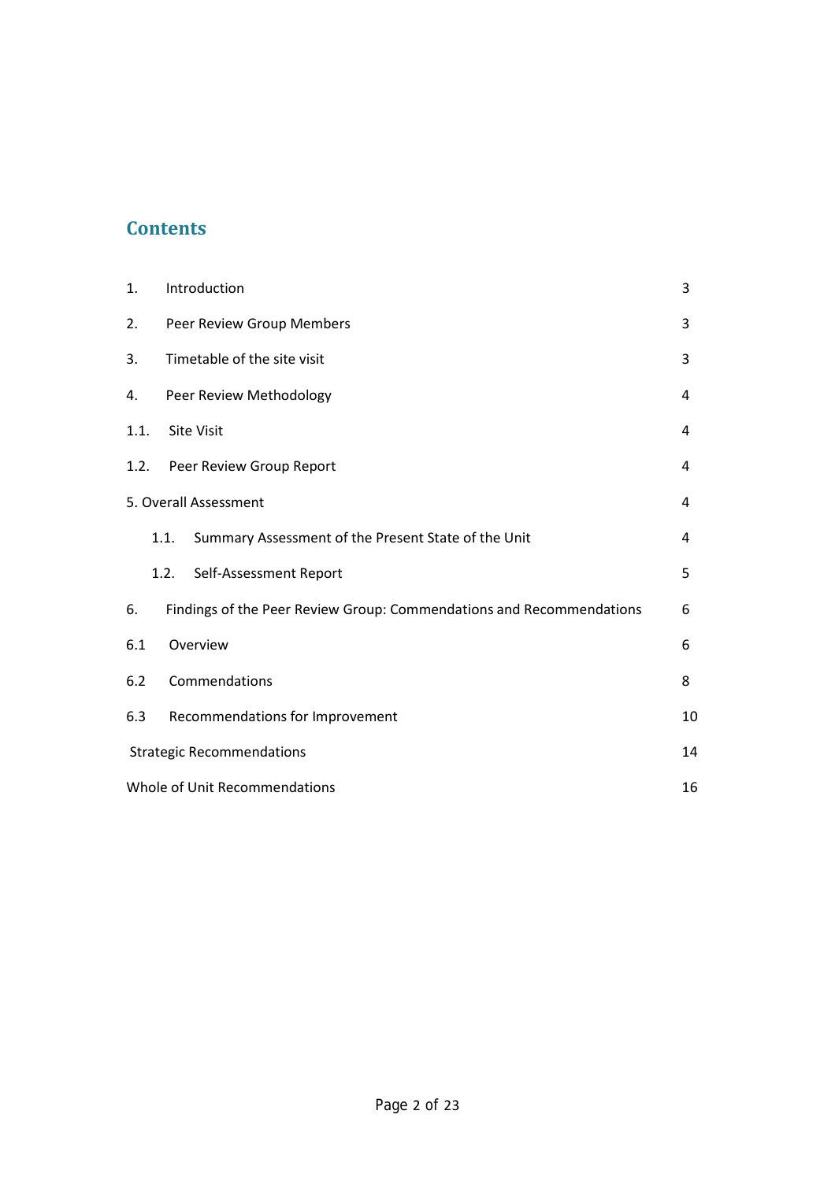## Contents

| | | |
|---|---|---|
| 1. | Introduction | 3 |
| 2. | Peer Review Group Members | 3 |
| 3. | Timetable of the site visit | 3 |
| 4. | Peer Review Methodology | 4 |
| 1.1. | Site Visit | 4 |
| 1.2. | Peer Review Group Report | 4 |
| 5. Overall Assessment | | 4 |
| 1.1. | Summary Assessment of the Present State of the Unit | 4 |
| 1.2. | Self-Assessment Report | 5 |
| 6. | Findings of the Peer Review Group: Commendations and Recommendations | 6 |
| 6.1 | Overview | 6 |
| 6.2 | Commendations | 8 |
| 6.3 | Recommendations for Improvement | 10 |
| Strategic Recommendations | | 14 |
| Whole of Unit Recommendations | | 16 |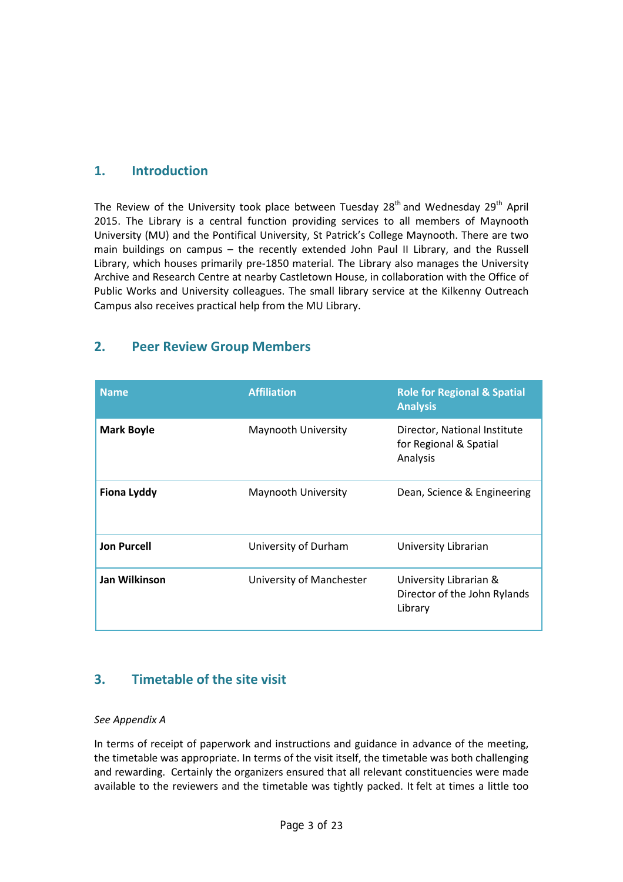## 1. Introduction

The Review of the University took place between Tuesday 28th and Wednesday 29th April 2015. The Library is a central function providing services to all members of Maynooth University (MU) and the Pontifical University, St Patrick's College Maynooth. There are two main buildings on campus – the recently extended John Paul II Library, and the Russell Library, which houses primarily pre-1850 material. The Library also manages the University Archive and Research Centre at nearby Castletown House, in collaboration with the Office of Public Works and University colleagues. The small library service at the Kilkenny Outreach Campus also receives practical help from the MU Library.

## 2. Peer Review Group Members

| Name | Affiliation | Role for Regional & Spatial Analysis |
|---|---|---|
| **Mark Boyle** | Maynooth University | Director, National Institute for Regional & Spatial Analysis |
| **Fiona Lyddy** | Maynooth University | Dean, Science & Engineering |
| **Jon Purcell** | University of Durham | University Librarian |
| **Jan Wilkinson** | University of Manchester | University Librarian & Director of the John Rylands Library |

## 3. Timetable of the site visit

*See Appendix A*

In terms of receipt of paperwork and instructions and guidance in advance of the meeting, the timetable was appropriate. In terms of the visit itself, the timetable was both challenging and rewarding. Certainly the organizers ensured that all relevant constituencies were made available to the reviewers and the timetable was tightly packed. It felt at times a little too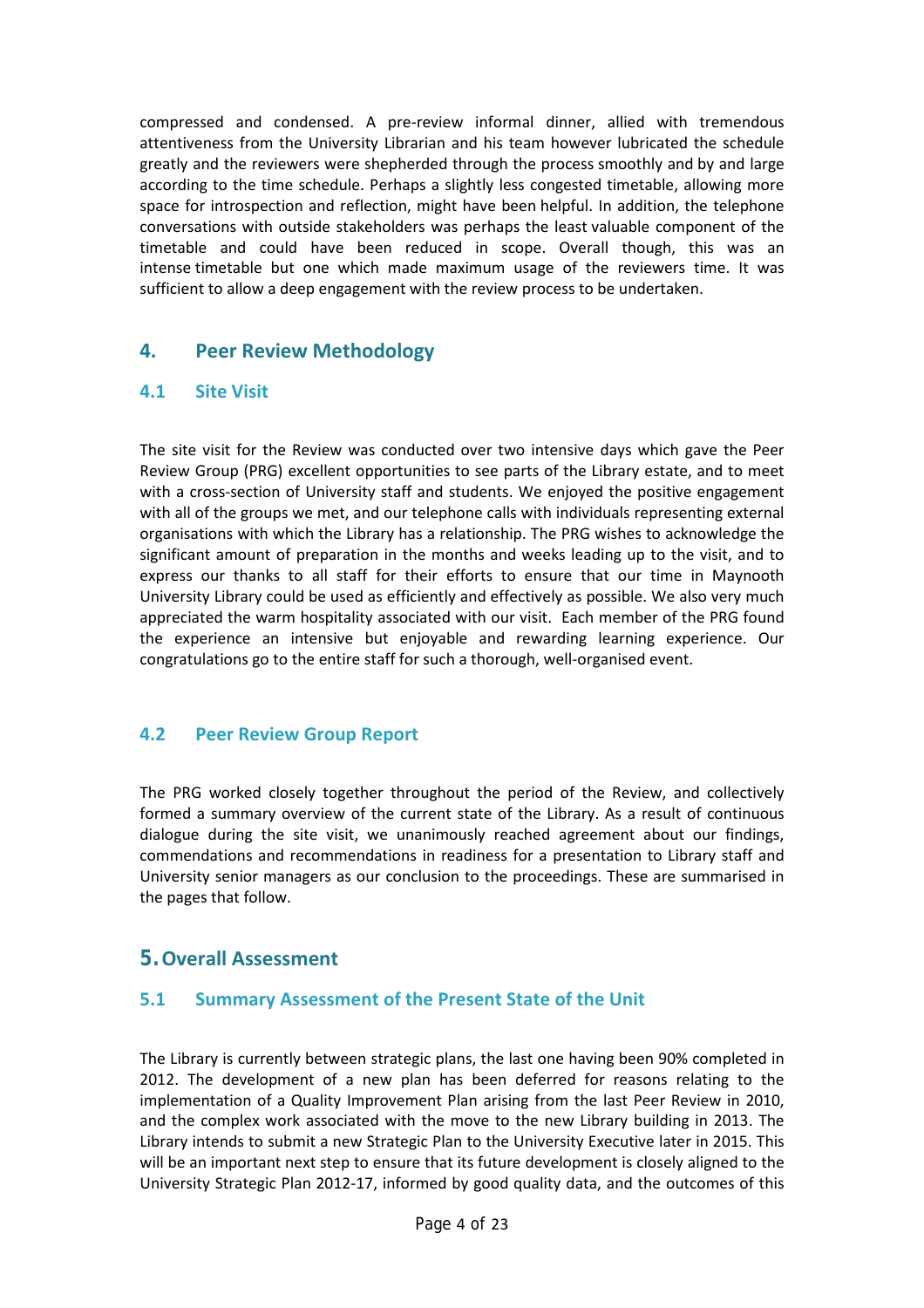compressed and condensed. A pre-review informal dinner, allied with tremendous attentiveness from the University Librarian and his team however lubricated the schedule greatly and the reviewers were shepherded through the process smoothly and by and large according to the time schedule. Perhaps a slightly less congested timetable, allowing more space for introspection and reflection, might have been helpful. In addition, the telephone conversations with outside stakeholders was perhaps the least valuable component of the timetable and could have been reduced in scope. Overall though, this was an intense timetable but one which made maximum usage of the reviewers time. It was sufficient to allow a deep engagement with the review process to be undertaken.

## 4. Peer Review Methodology

### 4.1 Site Visit

The site visit for the Review was conducted over two intensive days which gave the Peer Review Group (PRG) excellent opportunities to see parts of the Library estate, and to meet with a cross-section of University staff and students. We enjoyed the positive engagement with all of the groups we met, and our telephone calls with individuals representing external organisations with which the Library has a relationship. The PRG wishes to acknowledge the significant amount of preparation in the months and weeks leading up to the visit, and to express our thanks to all staff for their efforts to ensure that our time in Maynooth University Library could be used as efficiently and effectively as possible. We also very much appreciated the warm hospitality associated with our visit. Each member of the PRG found the experience an intensive but enjoyable and rewarding learning experience. Our congratulations go to the entire staff for such a thorough, well-organised event.

### 4.2 Peer Review Group Report

The PRG worked closely together throughout the period of the Review, and collectively formed a summary overview of the current state of the Library. As a result of continuous dialogue during the site visit, we unanimously reached agreement about our findings, commendations and recommendations in readiness for a presentation to Library staff and University senior managers as our conclusion to the proceedings. These are summarised in the pages that follow.

## 5. Overall Assessment

### 5.1 Summary Assessment of the Present State of the Unit

The Library is currently between strategic plans, the last one having been 90% completed in 2012. The development of a new plan has been deferred for reasons relating to the implementation of a Quality Improvement Plan arising from the last Peer Review in 2010, and the complex work associated with the move to the new Library building in 2013. The Library intends to submit a new Strategic Plan to the University Executive later in 2015. This will be an important next step to ensure that its future development is closely aligned to the University Strategic Plan 2012-17, informed by good quality data, and the outcomes of this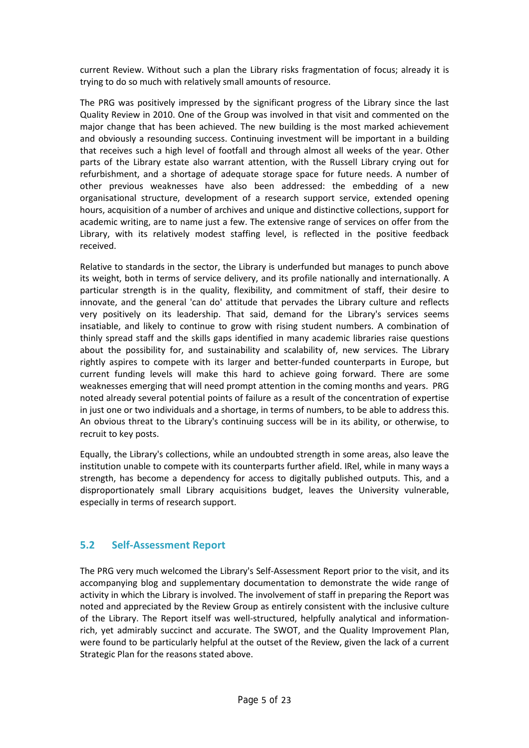current Review. Without such a plan the Library risks fragmentation of focus; already it is trying to do so much with relatively small amounts of resource.

The PRG was positively impressed by the significant progress of the Library since the last Quality Review in 2010. One of the Group was involved in that visit and commented on the major change that has been achieved. The new building is the most marked achievement and obviously a resounding success. Continuing investment will be important in a building that receives such a high level of footfall and through almost all weeks of the year. Other parts of the Library estate also warrant attention, with the Russell Library crying out for refurbishment, and a shortage of adequate storage space for future needs. A number of other previous weaknesses have also been addressed: the embedding of a new organisational structure, development of a research support service, extended opening hours, acquisition of a number of archives and unique and distinctive collections, support for academic writing, are to name just a few. The extensive range of services on offer from the Library, with its relatively modest staffing level, is reflected in the positive feedback received.

Relative to standards in the sector, the Library is underfunded but manages to punch above its weight, both in terms of service delivery, and its profile nationally and internationally. A particular strength is in the quality, flexibility, and commitment of staff, their desire to innovate, and the general 'can do' attitude that pervades the Library culture and reflects very positively on its leadership. That said, demand for the Library's services seems insatiable, and likely to continue to grow with rising student numbers. A combination of thinly spread staff and the skills gaps identified in many academic libraries raise questions about the possibility for, and sustainability and scalability of, new services. The Library rightly aspires to compete with its larger and better-funded counterparts in Europe, but current funding levels will make this hard to achieve going forward. There are some weaknesses emerging that will need prompt attention in the coming months and years. PRG noted already several potential points of failure as a result of the concentration of expertise in just one or two individuals and a shortage, in terms of numbers, to be able to address this. An obvious threat to the Library's continuing success will be in its ability, or otherwise, to recruit to key posts.

Equally, the Library's collections, while an undoubted strength in some areas, also leave the institution unable to compete with its counterparts further afield. IRel, while in many ways a strength, has become a dependency for access to digitally published outputs. This, and a disproportionately small Library acquisitions budget, leaves the University vulnerable, especially in terms of research support.

## 5.2 Self-Assessment Report

The PRG very much welcomed the Library's Self-Assessment Report prior to the visit, and its accompanying blog and supplementary documentation to demonstrate the wide range of activity in which the Library is involved. The involvement of staff in preparing the Report was noted and appreciated by the Review Group as entirely consistent with the inclusive culture of the Library. The Report itself was well-structured, helpfully analytical and information-rich, yet admirably succinct and accurate. The SWOT, and the Quality Improvement Plan, were found to be particularly helpful at the outset of the Review, given the lack of a current Strategic Plan for the reasons stated above.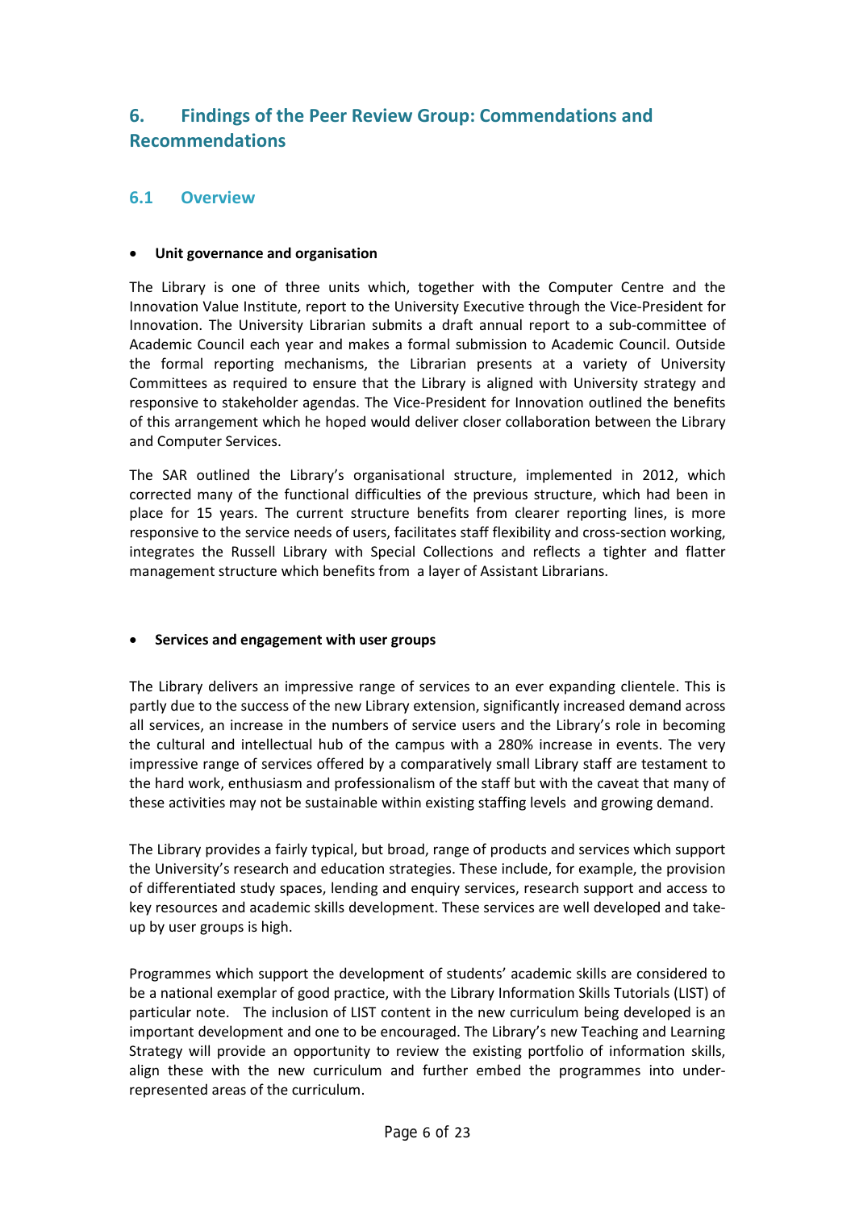## 6. Findings of the Peer Review Group: Commendations and Recommendations

### 6.1 Overview

- **Unit governance and organisation**

The Library is one of three units which, together with the Computer Centre and the Innovation Value Institute, report to the University Executive through the Vice-President for Innovation. The University Librarian submits a draft annual report to a sub-committee of Academic Council each year and makes a formal submission to Academic Council. Outside the formal reporting mechanisms, the Librarian presents at a variety of University Committees as required to ensure that the Library is aligned with University strategy and responsive to stakeholder agendas. The Vice-President for Innovation outlined the benefits of this arrangement which he hoped would deliver closer collaboration between the Library and Computer Services.

The SAR outlined the Library's organisational structure, implemented in 2012, which corrected many of the functional difficulties of the previous structure, which had been in place for 15 years. The current structure benefits from clearer reporting lines, is more responsive to the service needs of users, facilitates staff flexibility and cross-section working, integrates the Russell Library with Special Collections and reflects a tighter and flatter management structure which benefits from a layer of Assistant Librarians.

- **Services and engagement with user groups**

The Library delivers an impressive range of services to an ever expanding clientele. This is partly due to the success of the new Library extension, significantly increased demand across all services, an increase in the numbers of service users and the Library's role in becoming the cultural and intellectual hub of the campus with a 280% increase in events. The very impressive range of services offered by a comparatively small Library staff are testament to the hard work, enthusiasm and professionalism of the staff but with the caveat that many of these activities may not be sustainable within existing staffing levels and growing demand.

The Library provides a fairly typical, but broad, range of products and services which support the University's research and education strategies. These include, for example, the provision of differentiated study spaces, lending and enquiry services, research support and access to key resources and academic skills development. These services are well developed and take-up by user groups is high.

Programmes which support the development of students' academic skills are considered to be a national exemplar of good practice, with the Library Information Skills Tutorials (LIST) of particular note. The inclusion of LIST content in the new curriculum being developed is an important development and one to be encouraged. The Library's new Teaching and Learning Strategy will provide an opportunity to review the existing portfolio of information skills, align these with the new curriculum and further embed the programmes into under-represented areas of the curriculum.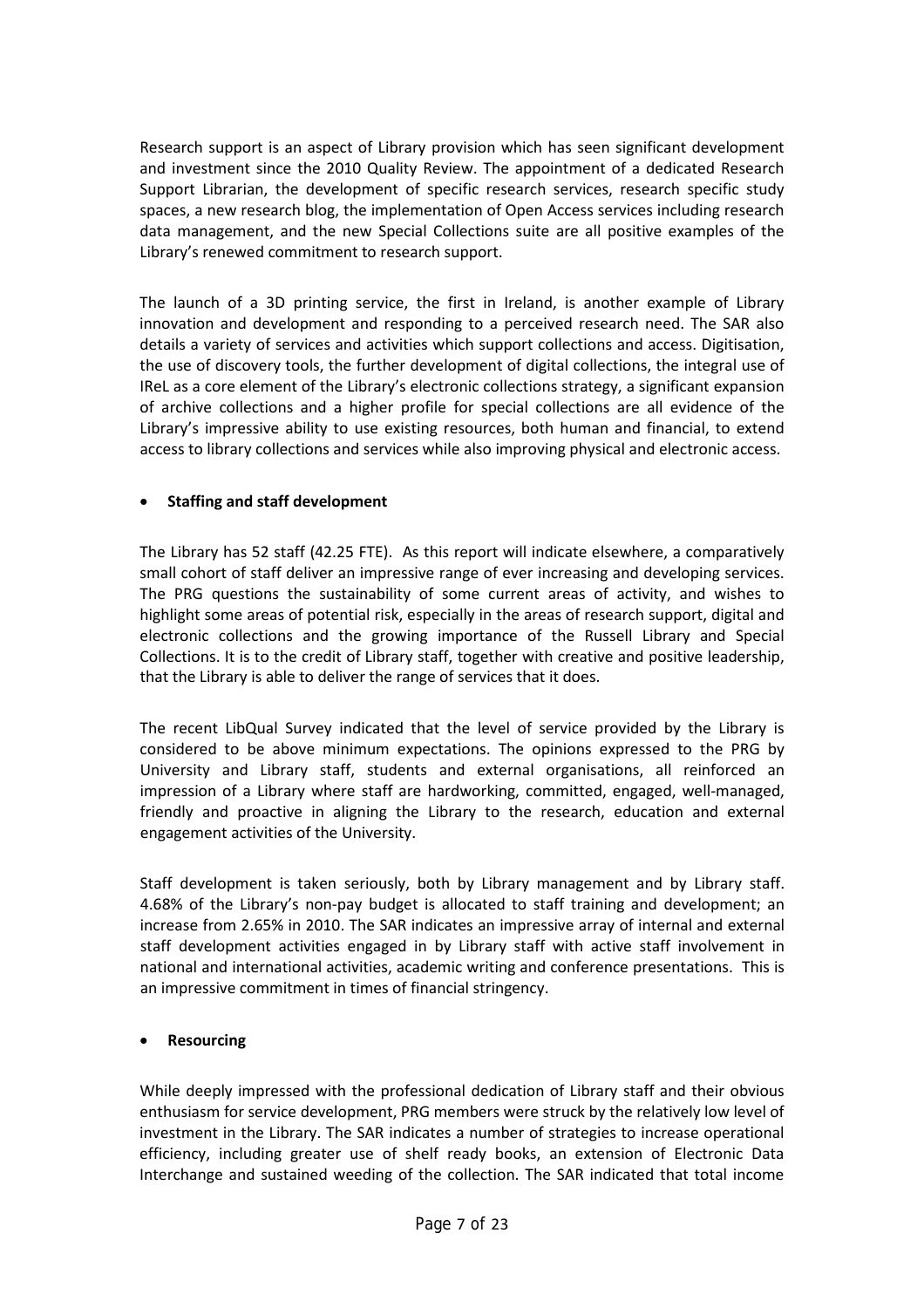Research support is an aspect of Library provision which has seen significant development and investment since the 2010 Quality Review. The appointment of a dedicated Research Support Librarian, the development of specific research services, research specific study spaces, a new research blog, the implementation of Open Access services including research data management, and the new Special Collections suite are all positive examples of the Library's renewed commitment to research support.

The launch of a 3D printing service, the first in Ireland, is another example of Library innovation and development and responding to a perceived research need. The SAR also details a variety of services and activities which support collections and access. Digitisation, the use of discovery tools, the further development of digital collections, the integral use of IReL as a core element of the Library's electronic collections strategy, a significant expansion of archive collections and a higher profile for special collections are all evidence of the Library's impressive ability to use existing resources, both human and financial, to extend access to library collections and services while also improving physical and electronic access.

- **Staffing and staff development**

The Library has 52 staff (42.25 FTE). As this report will indicate elsewhere, a comparatively small cohort of staff deliver an impressive range of ever increasing and developing services. The PRG questions the sustainability of some current areas of activity, and wishes to highlight some areas of potential risk, especially in the areas of research support, digital and electronic collections and the growing importance of the Russell Library and Special Collections. It is to the credit of Library staff, together with creative and positive leadership, that the Library is able to deliver the range of services that it does.

The recent LibQual Survey indicated that the level of service provided by the Library is considered to be above minimum expectations. The opinions expressed to the PRG by University and Library staff, students and external organisations, all reinforced an impression of a Library where staff are hardworking, committed, engaged, well-managed, friendly and proactive in aligning the Library to the research, education and external engagement activities of the University.

Staff development is taken seriously, both by Library management and by Library staff. 4.68% of the Library's non-pay budget is allocated to staff training and development; an increase from 2.65% in 2010. The SAR indicates an impressive array of internal and external staff development activities engaged in by Library staff with active staff involvement in national and international activities, academic writing and conference presentations. This is an impressive commitment in times of financial stringency.

- **Resourcing**

While deeply impressed with the professional dedication of Library staff and their obvious enthusiasm for service development, PRG members were struck by the relatively low level of investment in the Library. The SAR indicates a number of strategies to increase operational efficiency, including greater use of shelf ready books, an extension of Electronic Data Interchange and sustained weeding of the collection. The SAR indicated that total income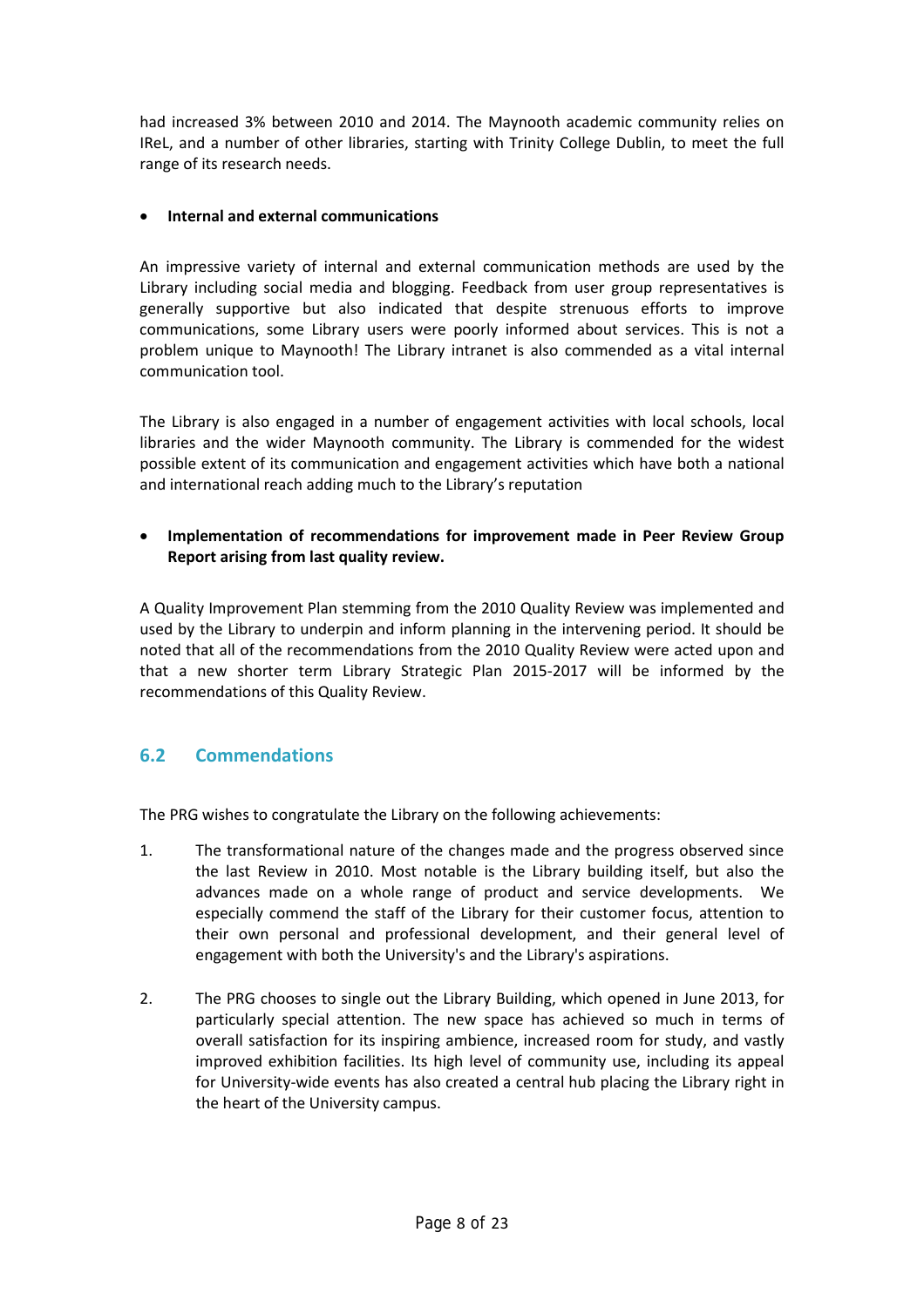had increased 3% between 2010 and 2014. The Maynooth academic community relies on IReL, and a number of other libraries, starting with Trinity College Dublin, to meet the full range of its research needs.

- **Internal and external communications**

An impressive variety of internal and external communication methods are used by the Library including social media and blogging. Feedback from user group representatives is generally supportive but also indicated that despite strenuous efforts to improve communications, some Library users were poorly informed about services. This is not a problem unique to Maynooth! The Library intranet is also commended as a vital internal communication tool.

The Library is also engaged in a number of engagement activities with local schools, local libraries and the wider Maynooth community. The Library is commended for the widest possible extent of its communication and engagement activities which have both a national and international reach adding much to the Library's reputation

- **Implementation of recommendations for improvement made in Peer Review Group Report arising from last quality review.**

A Quality Improvement Plan stemming from the 2010 Quality Review was implemented and used by the Library to underpin and inform planning in the intervening period. It should be noted that all of the recommendations from the 2010 Quality Review were acted upon and that a new shorter term Library Strategic Plan 2015-2017 will be informed by the recommendations of this Quality Review.

## 6.2 Commendations

The PRG wishes to congratulate the Library on the following achievements:

1. The transformational nature of the changes made and the progress observed since the last Review in 2010. Most notable is the Library building itself, but also the advances made on a whole range of product and service developments. We especially commend the staff of the Library for their customer focus, attention to their own personal and professional development, and their general level of engagement with both the University's and the Library's aspirations.

2. The PRG chooses to single out the Library Building, which opened in June 2013, for particularly special attention. The new space has achieved so much in terms of overall satisfaction for its inspiring ambience, increased room for study, and vastly improved exhibition facilities. Its high level of community use, including its appeal for University-wide events has also created a central hub placing the Library right in the heart of the University campus.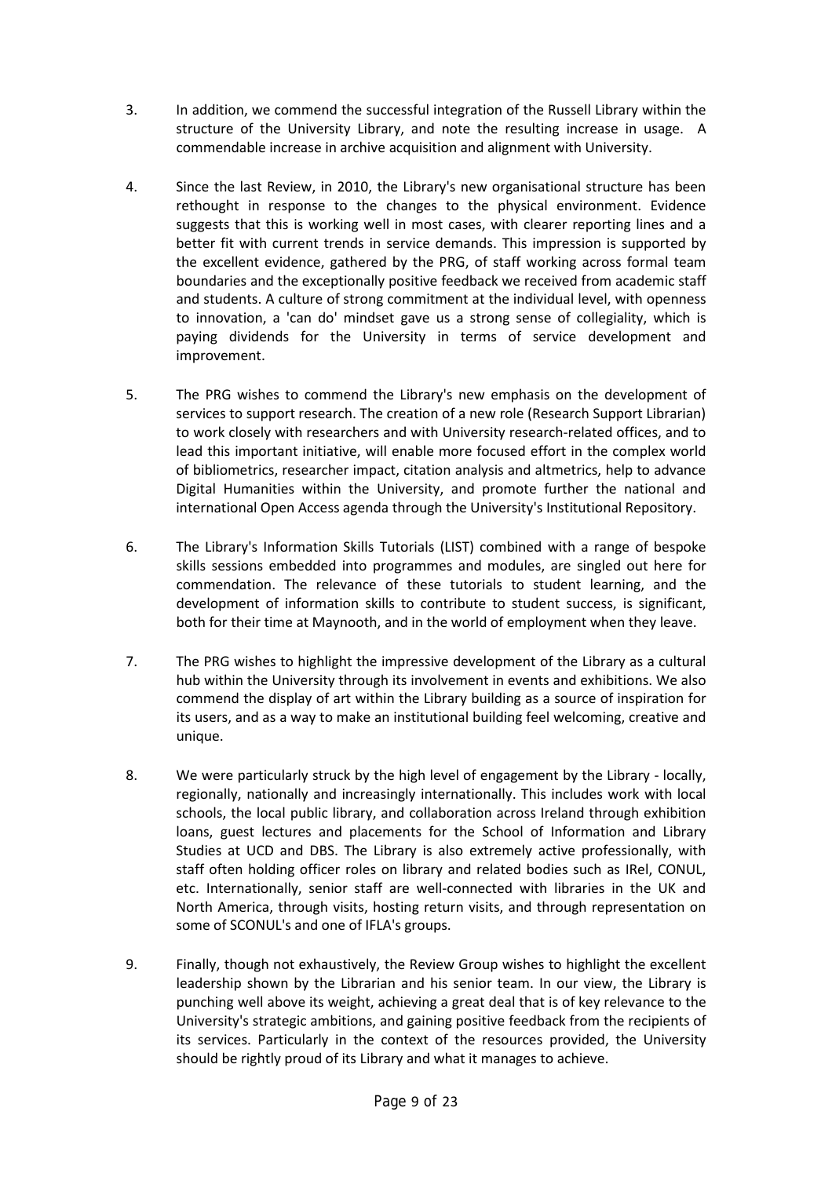3. In addition, we commend the successful integration of the Russell Library within the structure of the University Library, and note the resulting increase in usage. A commendable increase in archive acquisition and alignment with University.

4. Since the last Review, in 2010, the Library's new organisational structure has been rethought in response to the changes to the physical environment. Evidence suggests that this is working well in most cases, with clearer reporting lines and a better fit with current trends in service demands. This impression is supported by the excellent evidence, gathered by the PRG, of staff working across formal team boundaries and the exceptionally positive feedback we received from academic staff and students. A culture of strong commitment at the individual level, with openness to innovation, a 'can do' mindset gave us a strong sense of collegiality, which is paying dividends for the University in terms of service development and improvement.

5. The PRG wishes to commend the Library's new emphasis on the development of services to support research. The creation of a new role (Research Support Librarian) to work closely with researchers and with University research-related offices, and to lead this important initiative, will enable more focused effort in the complex world of bibliometrics, researcher impact, citation analysis and altmetrics, help to advance Digital Humanities within the University, and promote further the national and international Open Access agenda through the University's Institutional Repository.

6. The Library's Information Skills Tutorials (LIST) combined with a range of bespoke skills sessions embedded into programmes and modules, are singled out here for commendation. The relevance of these tutorials to student learning, and the development of information skills to contribute to student success, is significant, both for their time at Maynooth, and in the world of employment when they leave.

7. The PRG wishes to highlight the impressive development of the Library as a cultural hub within the University through its involvement in events and exhibitions. We also commend the display of art within the Library building as a source of inspiration for its users, and as a way to make an institutional building feel welcoming, creative and unique.

8. We were particularly struck by the high level of engagement by the Library - locally, regionally, nationally and increasingly internationally. This includes work with local schools, the local public library, and collaboration across Ireland through exhibition loans, guest lectures and placements for the School of Information and Library Studies at UCD and DBS. The Library is also extremely active professionally, with staff often holding officer roles on library and related bodies such as IReL, CONUL, etc. Internationally, senior staff are well-connected with libraries in the UK and North America, through visits, hosting return visits, and through representation on some of SCONUL's and one of IFLA's groups.

9. Finally, though not exhaustively, the Review Group wishes to highlight the excellent leadership shown by the Librarian and his senior team. In our view, the Library is punching well above its weight, achieving a great deal that is of key relevance to the University's strategic ambitions, and gaining positive feedback from the recipients of its services. Particularly in the context of the resources provided, the University should be rightly proud of its Library and what it manages to achieve.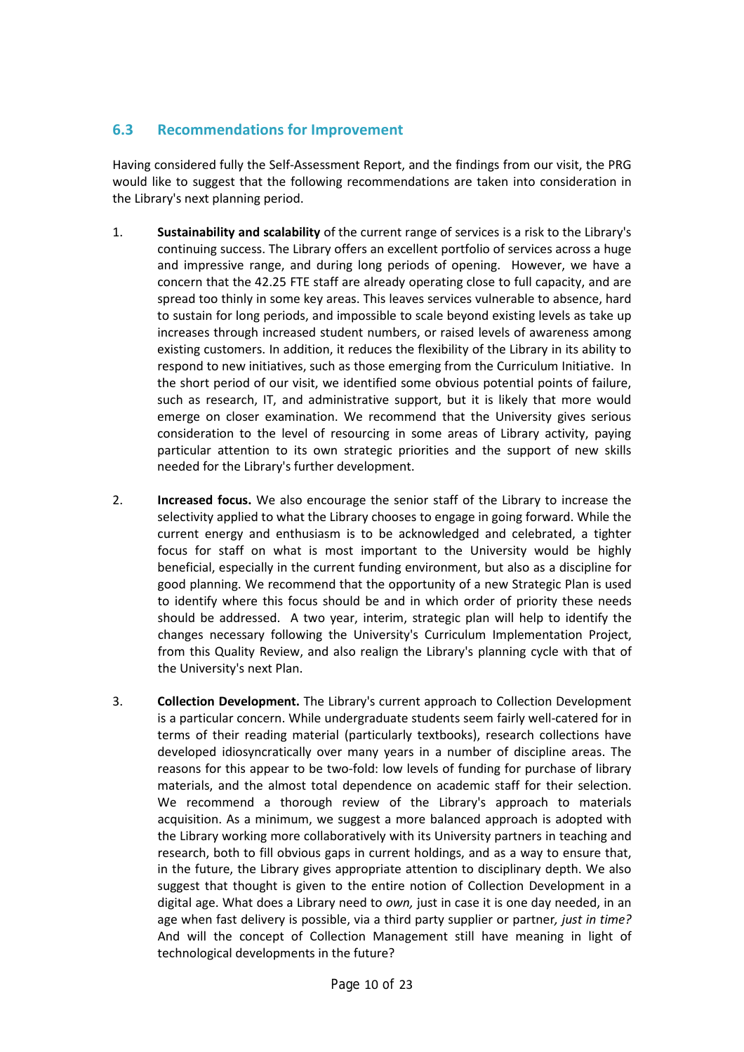## 6.3 Recommendations for Improvement

Having considered fully the Self-Assessment Report, and the findings from our visit, the PRG would like to suggest that the following recommendations are taken into consideration in the Library's next planning period.

1. **Sustainability and scalability** of the current range of services is a risk to the Library's continuing success. The Library offers an excellent portfolio of services across a huge and impressive range, and during long periods of opening. However, we have a concern that the 42.25 FTE staff are already operating close to full capacity, and are spread too thinly in some key areas. This leaves services vulnerable to absence, hard to sustain for long periods, and impossible to scale beyond existing levels as take up increases through increased student numbers, or raised levels of awareness among existing customers. In addition, it reduces the flexibility of the Library in its ability to respond to new initiatives, such as those emerging from the Curriculum Initiative. In the short period of our visit, we identified some obvious potential points of failure, such as research, IT, and administrative support, but it is likely that more would emerge on closer examination. We recommend that the University gives serious consideration to the level of resourcing in some areas of Library activity, paying particular attention to its own strategic priorities and the support of new skills needed for the Library's further development.

2. **Increased focus.** We also encourage the senior staff of the Library to increase the selectivity applied to what the Library chooses to engage in going forward. While the current energy and enthusiasm is to be acknowledged and celebrated, a tighter focus for staff on what is most important to the University would be highly beneficial, especially in the current funding environment, but also as a discipline for good planning. We recommend that the opportunity of a new Strategic Plan is used to identify where this focus should be and in which order of priority these needs should be addressed. A two year, interim, strategic plan will help to identify the changes necessary following the University's Curriculum Implementation Project, from this Quality Review, and also realign the Library's planning cycle with that of the University's next Plan.

3. **Collection Development.** The Library's current approach to Collection Development is a particular concern. While undergraduate students seem fairly well-catered for in terms of their reading material (particularly textbooks), research collections have developed idiosyncratically over many years in a number of discipline areas. The reasons for this appear to be two-fold: low levels of funding for purchase of library materials, and the almost total dependence on academic staff for their selection. We recommend a thorough review of the Library's approach to materials acquisition. As a minimum, we suggest a more balanced approach is adopted with the Library working more collaboratively with its University partners in teaching and research, both to fill obvious gaps in current holdings, and as a way to ensure that, in the future, the Library gives appropriate attention to disciplinary depth. We also suggest that thought is given to the entire notion of Collection Development in a digital age. What does a Library need to *own,* just in case it is one day needed, in an age when fast delivery is possible, via a third party supplier or partner*, just in time?* And will the concept of Collection Management still have meaning in light of technological developments in the future?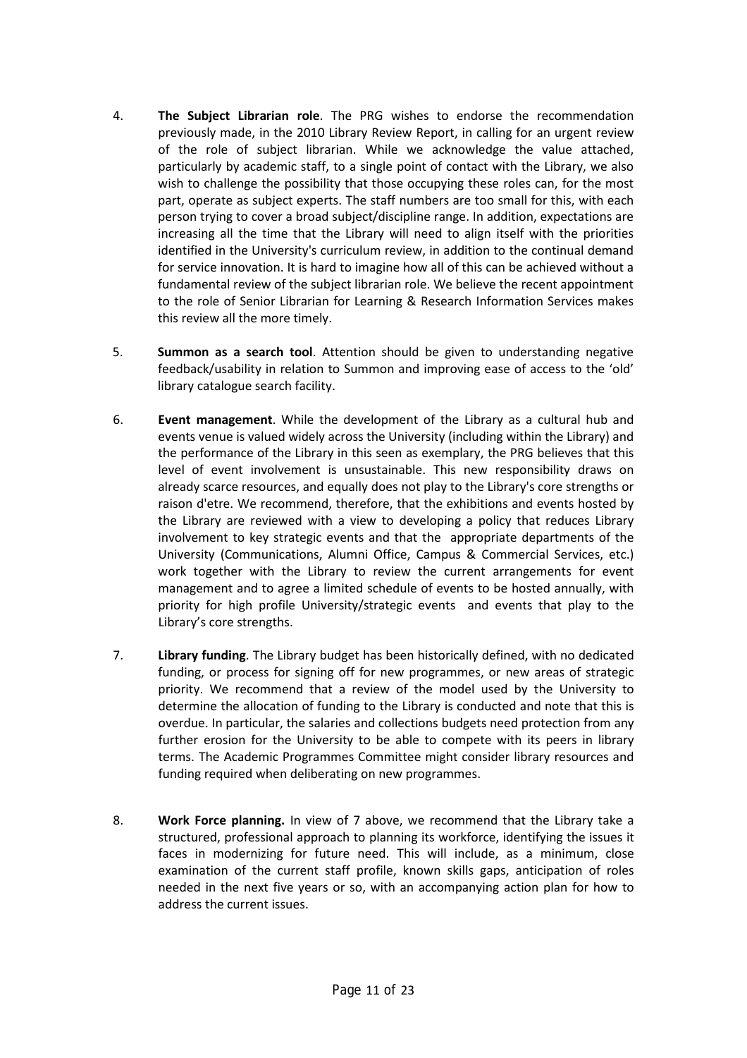4. **The Subject Librarian role**. The PRG wishes to endorse the recommendation previously made, in the 2010 Library Review Report, in calling for an urgent review of the role of subject librarian. While we acknowledge the value attached, particularly by academic staff, to a single point of contact with the Library, we also wish to challenge the possibility that those occupying these roles can, for the most part, operate as subject experts. The staff numbers are too small for this, with each person trying to cover a broad subject/discipline range. In addition, expectations are increasing all the time that the Library will need to align itself with the priorities identified in the University's curriculum review, in addition to the continual demand for service innovation. It is hard to imagine how all of this can be achieved without a fundamental review of the subject librarian role. We believe the recent appointment to the role of Senior Librarian for Learning & Research Information Services makes this review all the more timely.

5. **Summon as a search tool**. Attention should be given to understanding negative feedback/usability in relation to Summon and improving ease of access to the 'old' library catalogue search facility.

6. **Event management**. While the development of the Library as a cultural hub and events venue is valued widely across the University (including within the Library) and the performance of the Library in this seen as exemplary, the PRG believes that this level of event involvement is unsustainable. This new responsibility draws on already scarce resources, and equally does not play to the Library's core strengths or raison d'etre. We recommend, therefore, that the exhibitions and events hosted by the Library are reviewed with a view to developing a policy that reduces Library involvement to key strategic events and that the appropriate departments of the University (Communications, Alumni Office, Campus & Commercial Services, etc.) work together with the Library to review the current arrangements for event management and to agree a limited schedule of events to be hosted annually, with priority for high profile University/strategic events and events that play to the Library's core strengths.

7. **Library funding**. The Library budget has been historically defined, with no dedicated funding, or process for signing off for new programmes, or new areas of strategic priority. We recommend that a review of the model used by the University to determine the allocation of funding to the Library is conducted and note that this is overdue. In particular, the salaries and collections budgets need protection from any further erosion for the University to be able to compete with its peers in library terms. The Academic Programmes Committee might consider library resources and funding required when deliberating on new programmes.

8. **Work Force planning.** In view of 7 above, we recommend that the Library take a structured, professional approach to planning its workforce, identifying the issues it faces in modernizing for future need. This will include, as a minimum, close examination of the current staff profile, known skills gaps, anticipation of roles needed in the next five years or so, with an accompanying action plan for how to address the current issues.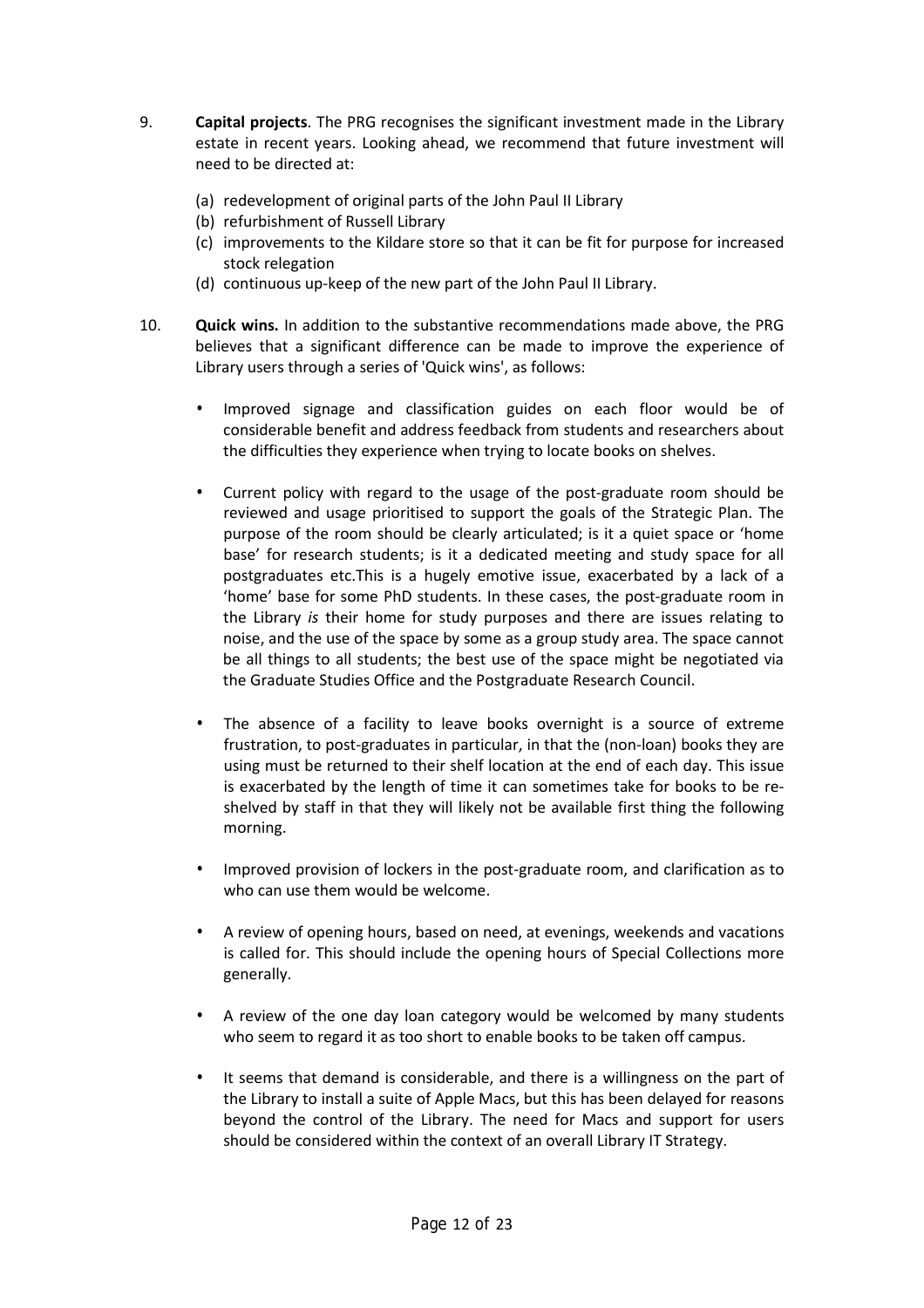9. **Capital projects**. The PRG recognises the significant investment made in the Library estate in recent years. Looking ahead, we recommend that future investment will need to be directed at:

   (a) redevelopment of original parts of the John Paul II Library
   (b) refurbishment of Russell Library
   (c) improvements to the Kildare store so that it can be fit for purpose for increased stock relegation
   (d) continuous up-keep of the new part of the John Paul II Library.

10. **Quick wins.** In addition to the substantive recommendations made above, the PRG believes that a significant difference can be made to improve the experience of Library users through a series of 'Quick wins', as follows:

   - Improved signage and classification guides on each floor would be of considerable benefit and address feedback from students and researchers about the difficulties they experience when trying to locate books on shelves.

   - Current policy with regard to the usage of the post-graduate room should be reviewed and usage prioritised to support the goals of the Strategic Plan. The purpose of the room should be clearly articulated; is it a quiet space or 'home base' for research students; is it a dedicated meeting and study space for all postgraduates etc.This is a hugely emotive issue, exacerbated by a lack of a 'home' base for some PhD students. In these cases, the post-graduate room in the Library *is* their home for study purposes and there are issues relating to noise, and the use of the space by some as a group study area. The space cannot be all things to all students; the best use of the space might be negotiated via the Graduate Studies Office and the Postgraduate Research Council.

   - The absence of a facility to leave books overnight is a source of extreme frustration, to post-graduates in particular, in that the (non-loan) books they are using must be returned to their shelf location at the end of each day. This issue is exacerbated by the length of time it can sometimes take for books to be re-shelved by staff in that they will likely not be available first thing the following morning.

   - Improved provision of lockers in the post-graduate room, and clarification as to who can use them would be welcome.

   - A review of opening hours, based on need, at evenings, weekends and vacations is called for. This should include the opening hours of Special Collections more generally.

   - A review of the one day loan category would be welcomed by many students who seem to regard it as too short to enable books to be taken off campus.

   - It seems that demand is considerable, and there is a willingness on the part of the Library to install a suite of Apple Macs, but this has been delayed for reasons beyond the control of the Library. The need for Macs and support for users should be considered within the context of an overall Library IT Strategy.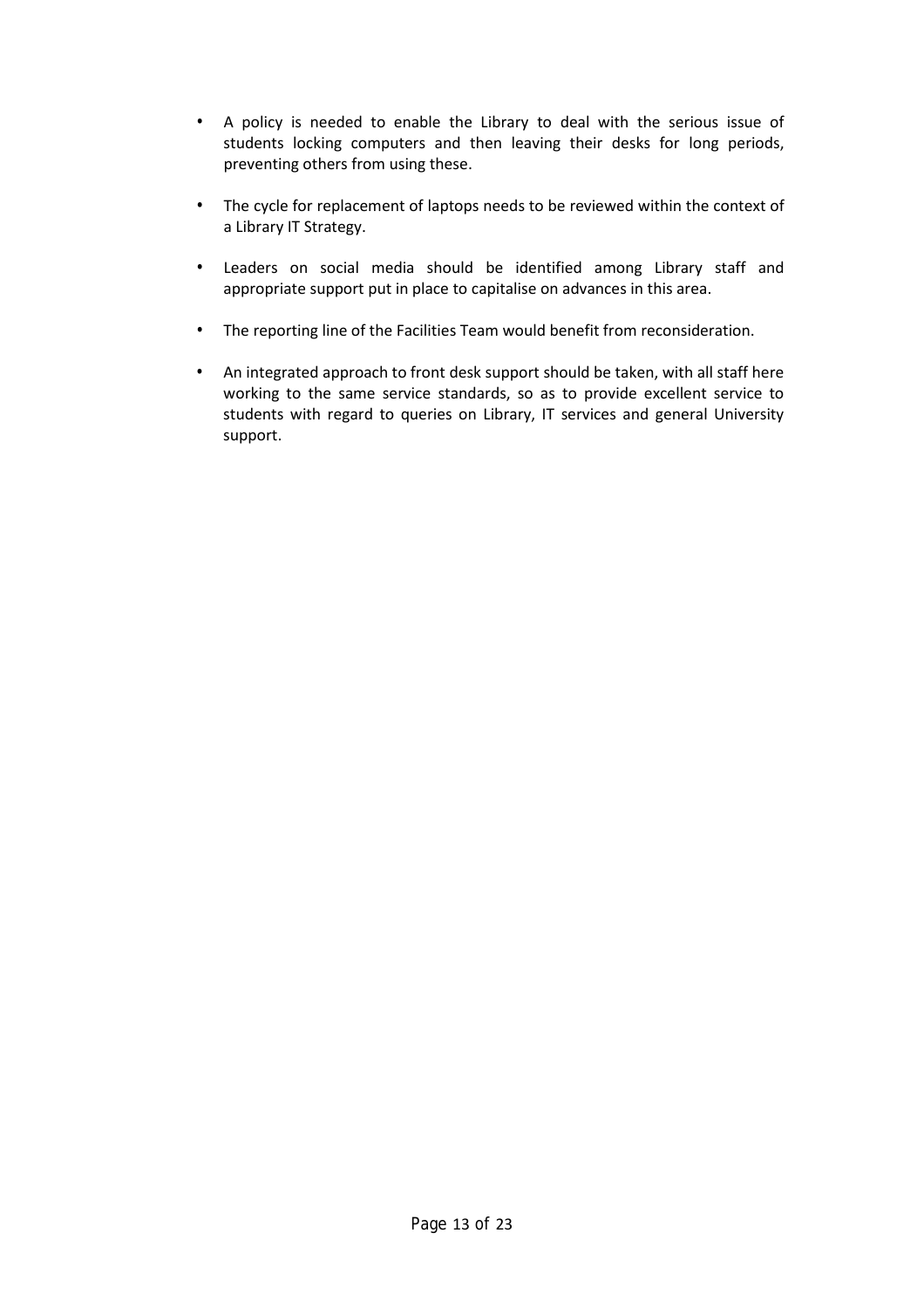- A policy is needed to enable the Library to deal with the serious issue of students locking computers and then leaving their desks for long periods, preventing others from using these.

- The cycle for replacement of laptops needs to be reviewed within the context of a Library IT Strategy.

- Leaders on social media should be identified among Library staff and appropriate support put in place to capitalise on advances in this area.

- The reporting line of the Facilities Team would benefit from reconsideration.

- An integrated approach to front desk support should be taken, with all staff here working to the same service standards, so as to provide excellent service to students with regard to queries on Library, IT services and general University support.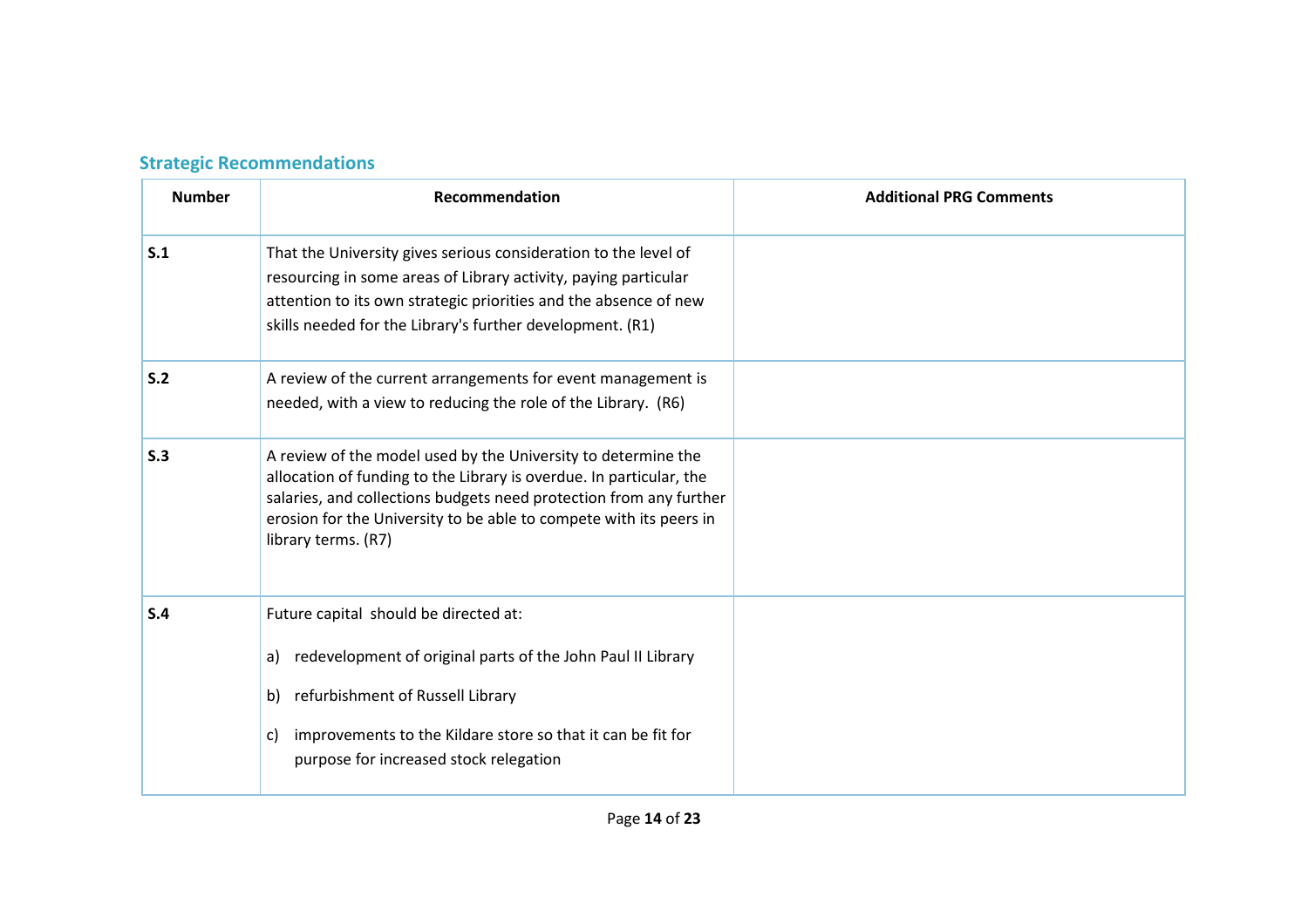## Strategic Recommendations

| Number | Recommendation | Additional PRG Comments |
|---|---|---|
| **S.1** | That the University gives serious consideration to the level of resourcing in some areas of Library activity, paying particular attention to its own strategic priorities and the absence of new skills needed for the Library's further development. (R1) | |
| **S.2** | A review of the current arrangements for event management is needed, with a view to reducing the role of the Library. (R6) | |
| **S.3** | A review of the model used by the University to determine the allocation of funding to the Library is overdue. In particular, the salaries, and collections budgets need protection from any further erosion for the University to be able to compete with its peers in library terms. (R7) | |
| **S.4** | Future capital should be directed at:<br><br>a) redevelopment of original parts of the John Paul II Library<br><br>b) refurbishment of Russell Library<br><br>c) improvements to the Kildare store so that it can be fit for purpose for increased stock relegation | |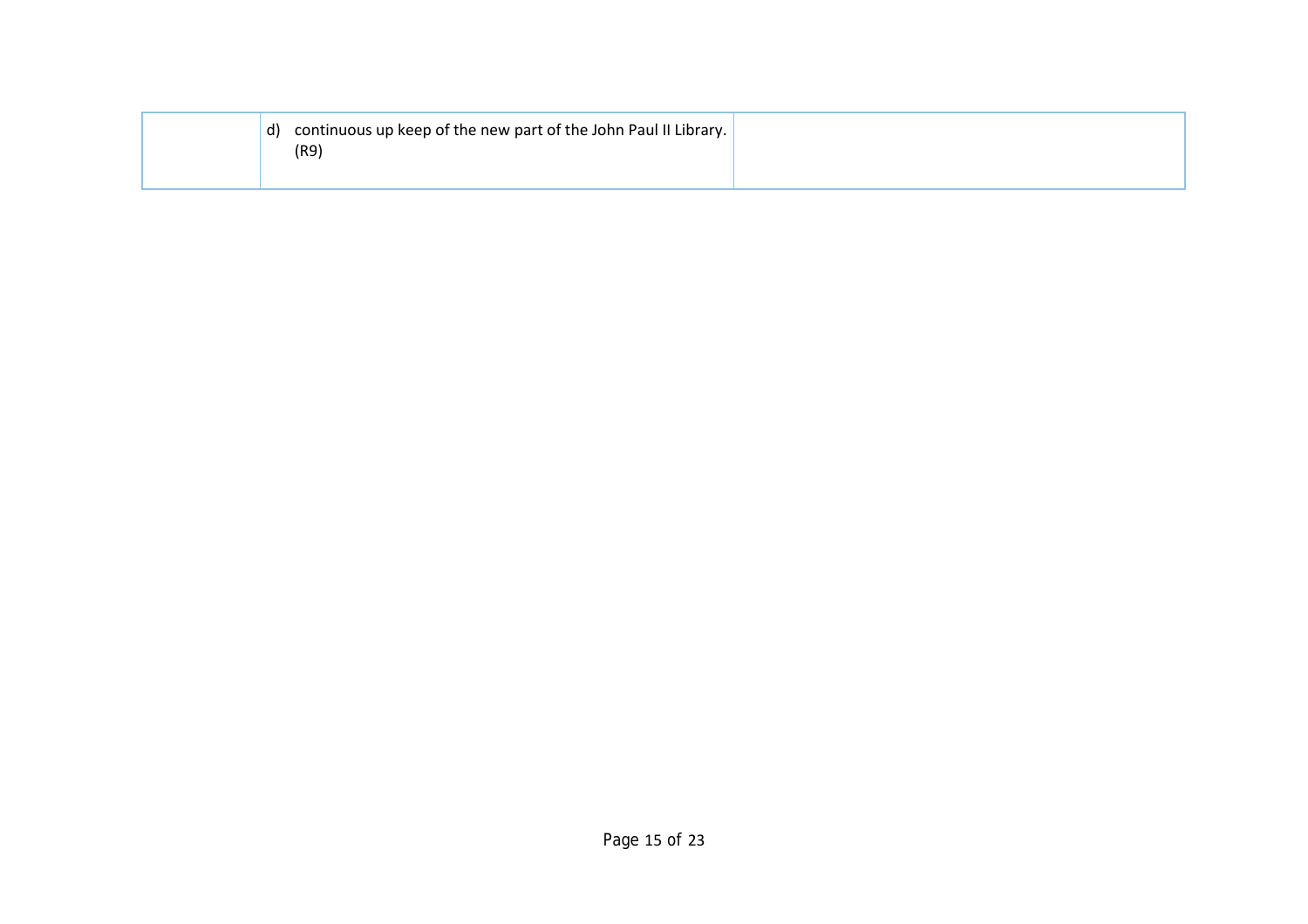| | | |
|---|---|---|
| | d) continuous up keep of the new part of the John Paul II Library. (R9) | |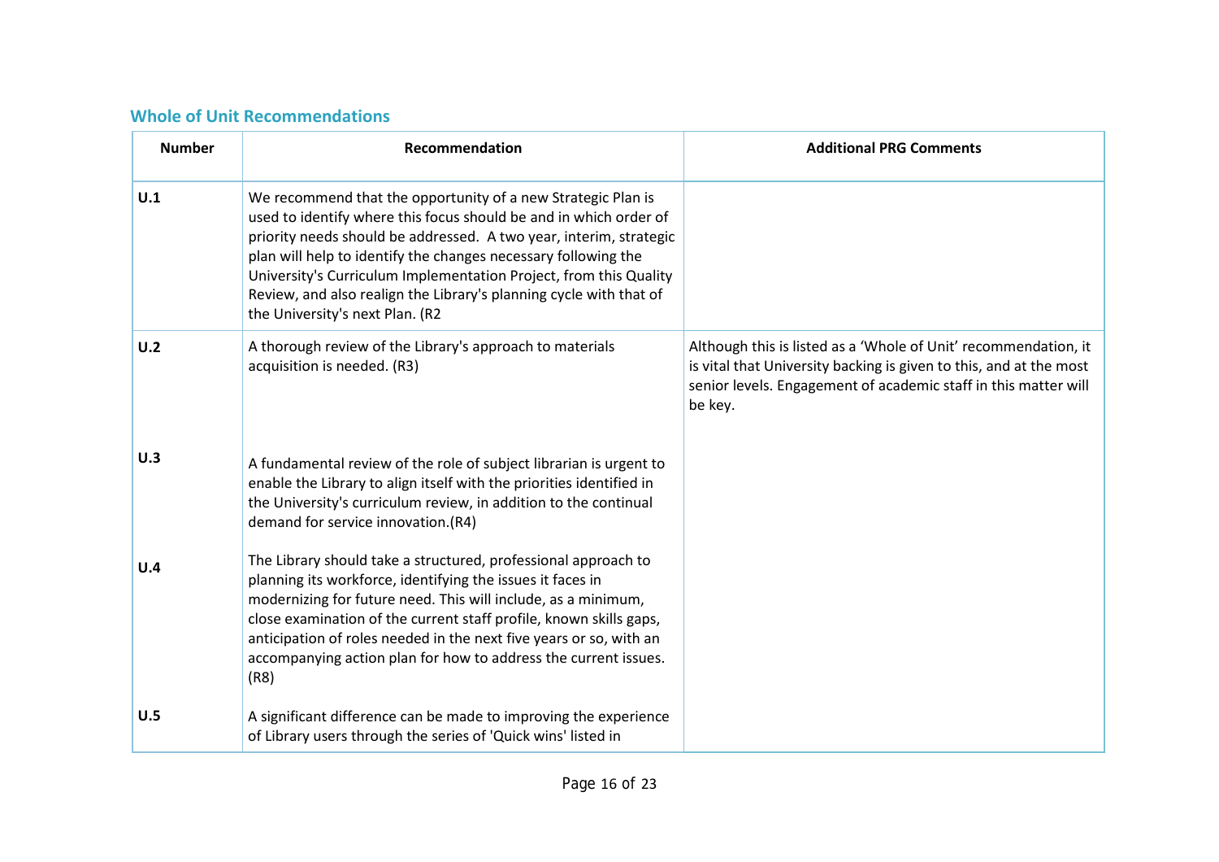### Whole of Unit Recommendations

| Number | Recommendation | Additional PRG Comments |
| --- | --- | --- |
| U.1 | We recommend that the opportunity of a new Strategic Plan is used to identify where this focus should be and in which order of priority needs should be addressed. A two year, interim, strategic plan will help to identify the changes necessary following the University's Curriculum Implementation Project, from this Quality Review, and also realign the Library's planning cycle with that of the University's next Plan. (R2 | |
| U.2 | A thorough review of the Library's approach to materials acquisition is needed. (R3) | Although this is listed as a 'Whole of Unit' recommendation, it is vital that University backing is given to this, and at the most senior levels. Engagement of academic staff in this matter will be key. |
| U.3 | A fundamental review of the role of subject librarian is urgent to enable the Library to align itself with the priorities identified in the University's curriculum review, in addition to the continual demand for service innovation.(R4) | |
| U.4 | The Library should take a structured, professional approach to planning its workforce, identifying the issues it faces in modernizing for future need. This will include, as a minimum, close examination of the current staff profile, known skills gaps, anticipation of roles needed in the next five years or so, with an accompanying action plan for how to address the current issues. (R8) | |
| U.5 | A significant difference can be made to improving the experience of Library users through the series of 'Quick wins' listed in | |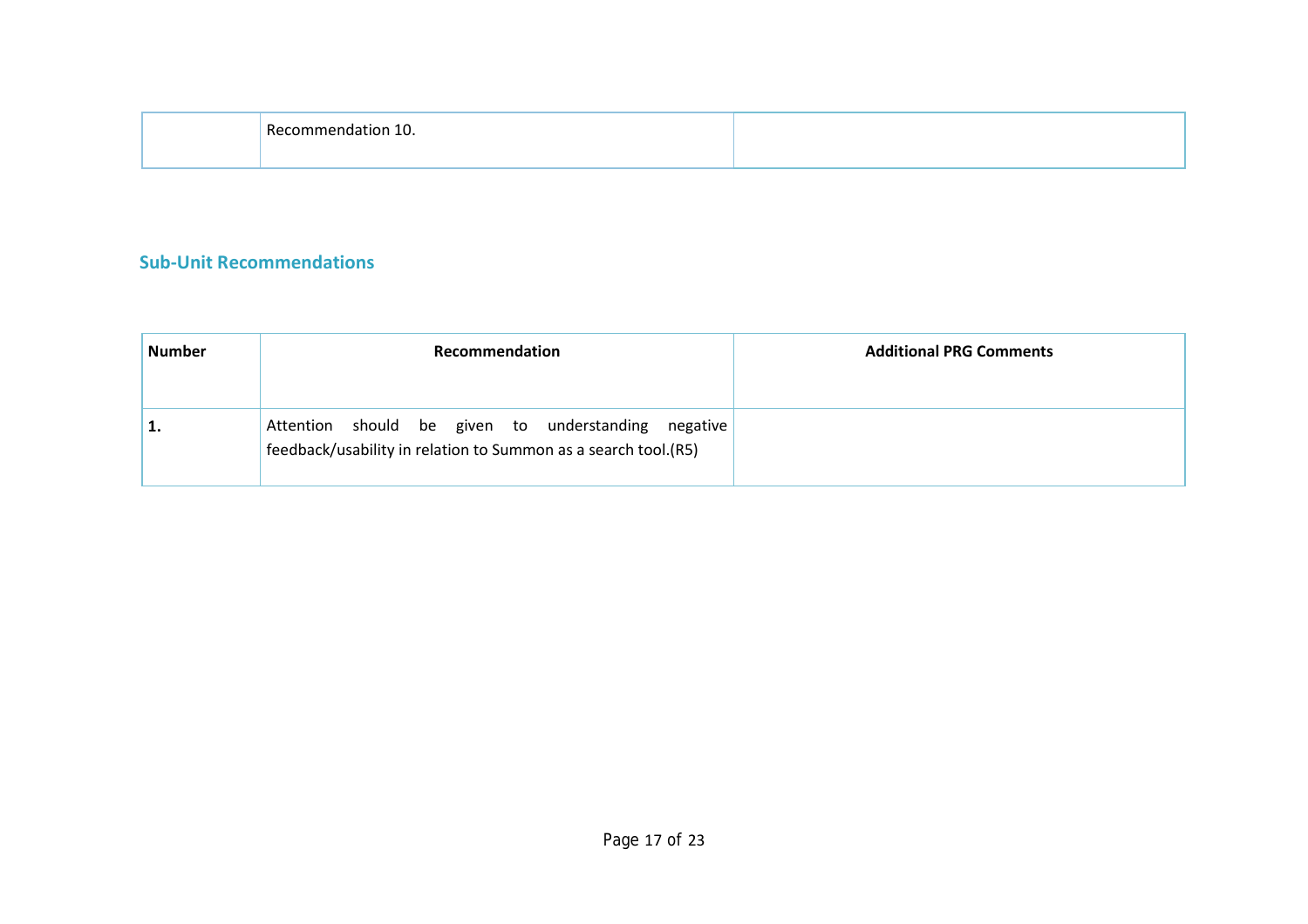| | | |
|---|---|---|
| | Recommendation 10. | |

## Sub-Unit Recommendations

| Number | Recommendation | Additional PRG Comments |
|---|---|---|
| **1.** | Attention should be given to understanding negative feedback/usability in relation to Summon as a search tool.(R5) | |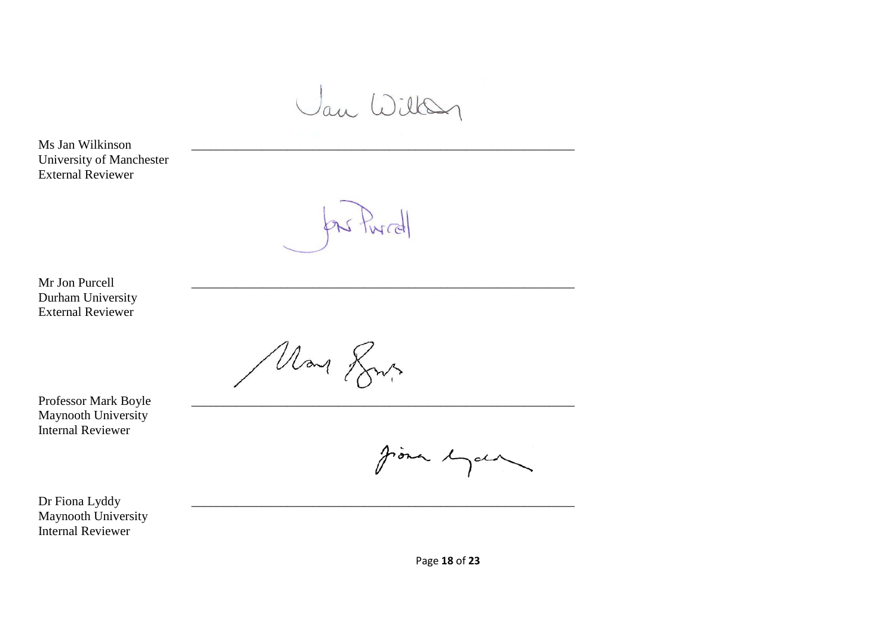Ms Jan Wilkinson
University of Manchester
External Reviewer

\_\_\_\_\_\_\_\_\_\_\_\_\_\_\_\_\_\_\_\_\_\_\_\_\_\_\_\_\_\_\_\_\_\_\_\_\_\_\_\_\_\_\_\_\_\_\_\_\_\_\_\_\_\_\_\_

Mr Jon Purcell
Durham University
External Reviewer

\_\_\_\_\_\_\_\_\_\_\_\_\_\_\_\_\_\_\_\_\_\_\_\_\_\_\_\_\_\_\_\_\_\_\_\_\_\_\_\_\_\_\_\_\_\_\_\_\_\_\_\_\_\_\_\_

Professor Mark Boyle
Maynooth University
Internal Reviewer

\_\_\_\_\_\_\_\_\_\_\_\_\_\_\_\_\_\_\_\_\_\_\_\_\_\_\_\_\_\_\_\_\_\_\_\_\_\_\_\_\_\_\_\_\_\_\_\_\_\_\_\_\_\_\_\_

Dr Fiona Lyddy
Maynooth University
Internal Reviewer

\_\_\_\_\_\_\_\_\_\_\_\_\_\_\_\_\_\_\_\_\_\_\_\_\_\_\_\_\_\_\_\_\_\_\_\_\_\_\_\_\_\_\_\_\_\_\_\_\_\_\_\_\_\_\_\_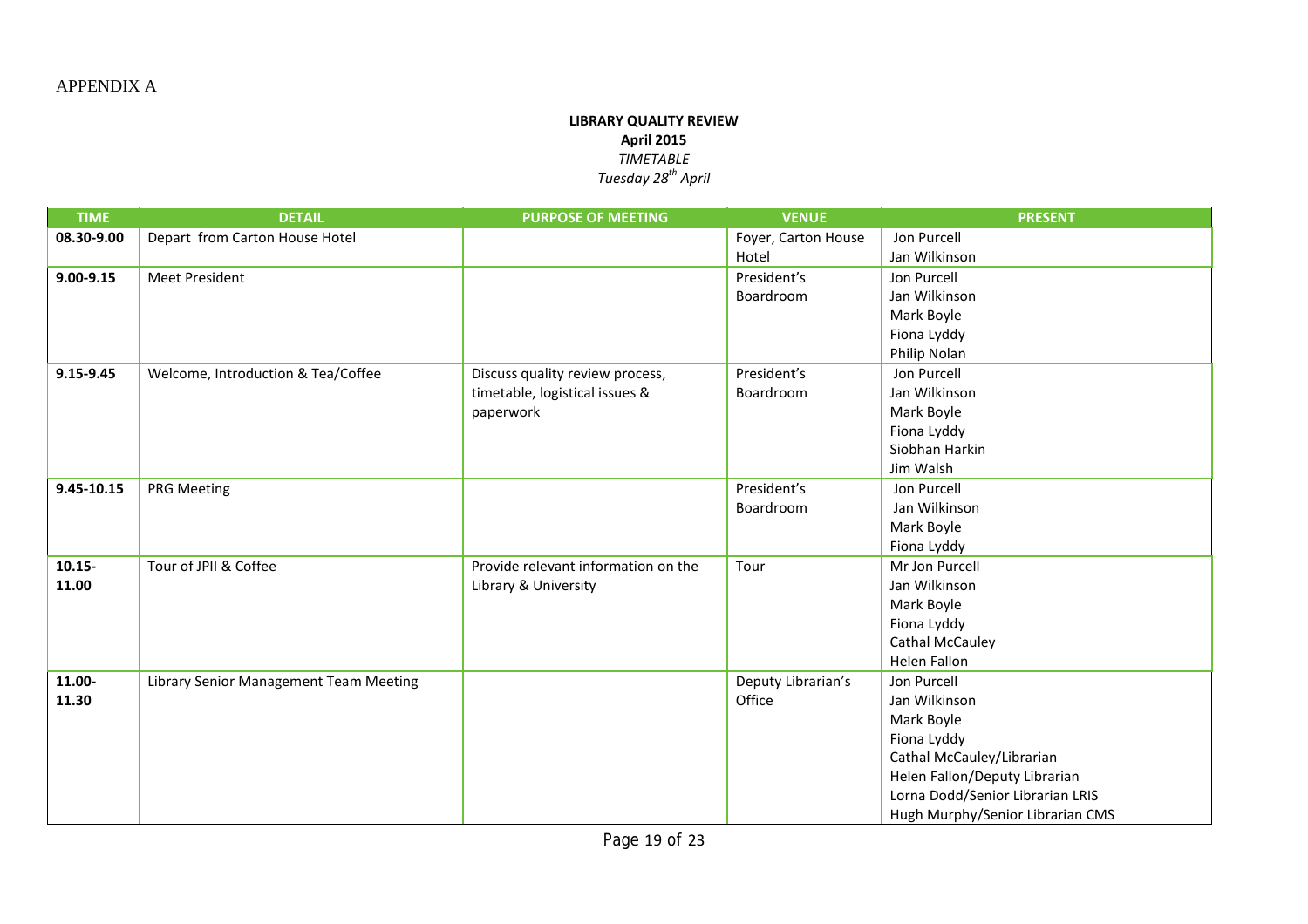APPENDIX A

**LIBRARY QUALITY REVIEW**
**April 2015**
*TIMETABLE*
*Tuesday 28th April*

| TIME | DETAIL | PURPOSE OF MEETING | VENUE | PRESENT |
|---|---|---|---|---|
| **08.30-9.00** | Depart from Carton House Hotel | | Foyer, Carton House Hotel | Jon Purcell<br>Jan Wilkinson |
| **9.00-9.15** | Meet President | | President's Boardroom | Jon Purcell<br>Jan Wilkinson<br>Mark Boyle<br>Fiona Lyddy<br>Philip Nolan |
| **9.15-9.45** | Welcome, Introduction & Tea/Coffee | Discuss quality review process, timetable, logistical issues & paperwork | President's Boardroom | Jon Purcell<br>Jan Wilkinson<br>Mark Boyle<br>Fiona Lyddy<br>Siobhan Harkin<br>Jim Walsh |
| **9.45-10.15** | PRG Meeting | | President's Boardroom | Jon Purcell<br>Jan Wilkinson<br>Mark Boyle<br>Fiona Lyddy |
| **10.15-11.00** | Tour of JPII & Coffee | Provide relevant information on the Library & University | Tour | Mr Jon Purcell<br>Jan Wilkinson<br>Mark Boyle<br>Fiona Lyddy<br>Cathal McCauley<br>Helen Fallon |
| **11.00-11.30** | Library Senior Management Team Meeting | | Deputy Librarian's Office | Jon Purcell<br>Jan Wilkinson<br>Mark Boyle<br>Fiona Lyddy<br>Cathal McCauley/Librarian<br>Helen Fallon/Deputy Librarian<br>Lorna Dodd/Senior Librarian LRIS<br>Hugh Murphy/Senior Librarian CMS |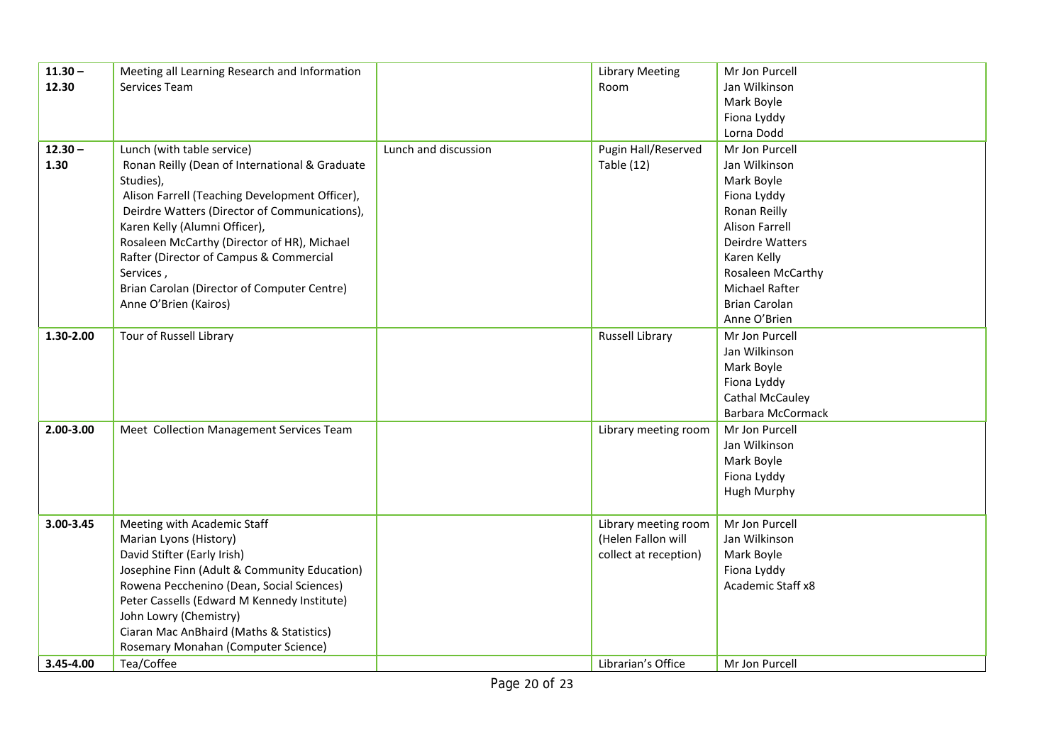| 11.30 – 12.30 | Meeting all Learning Research and Information Services Team | | Library Meeting Room | Mr Jon Purcell<br>Jan Wilkinson<br>Mark Boyle<br>Fiona Lyddy<br>Lorna Dodd |
|---|---|---|---|---|
| 12.30 – 1.30 | Lunch (with table service)<br>Ronan Reilly (Dean of International & Graduate Studies),<br>Alison Farrell (Teaching Development Officer),<br>Deirdre Watters (Director of Communications),<br>Karen Kelly (Alumni Officer),<br>Rosaleen McCarthy (Director of HR), Michael Rafter (Director of Campus & Commercial Services ,<br>Brian Carolan (Director of Computer Centre)<br>Anne O'Brien (Kairos) | Lunch and discussion | Pugin Hall/Reserved Table (12) | Mr Jon Purcell<br>Jan Wilkinson<br>Mark Boyle<br>Fiona Lyddy<br>Ronan Reilly<br>Alison Farrell<br>Deirdre Watters<br>Karen Kelly<br>Rosaleen McCarthy<br>Michael Rafter<br>Brian Carolan<br>Anne O'Brien |
| 1.30-2.00 | Tour of Russell Library | | Russell Library | Mr Jon Purcell<br>Jan Wilkinson<br>Mark Boyle<br>Fiona Lyddy<br>Cathal McCauley<br>Barbara McCormack |
| 2.00-3.00 | Meet Collection Management Services Team | | Library meeting room | Mr Jon Purcell<br>Jan Wilkinson<br>Mark Boyle<br>Fiona Lyddy<br>Hugh Murphy |
| 3.00-3.45 | Meeting with Academic Staff<br>Marian Lyons (History)<br>David Stifter (Early Irish)<br>Josephine Finn (Adult & Community Education)<br>Rowena Pecchenino (Dean, Social Sciences)<br>Peter Cassells (Edward M Kennedy Institute)<br>John Lowry (Chemistry)<br>Ciaran Mac AnBhaird (Maths & Statistics)<br>Rosemary Monahan (Computer Science) | | Library meeting room (Helen Fallon will collect at reception) | Mr Jon Purcell<br>Jan Wilkinson<br>Mark Boyle<br>Fiona Lyddy<br>Academic Staff x8 |
| 3.45-4.00 | Tea/Coffee | | Librarian's Office | Mr Jon Purcell |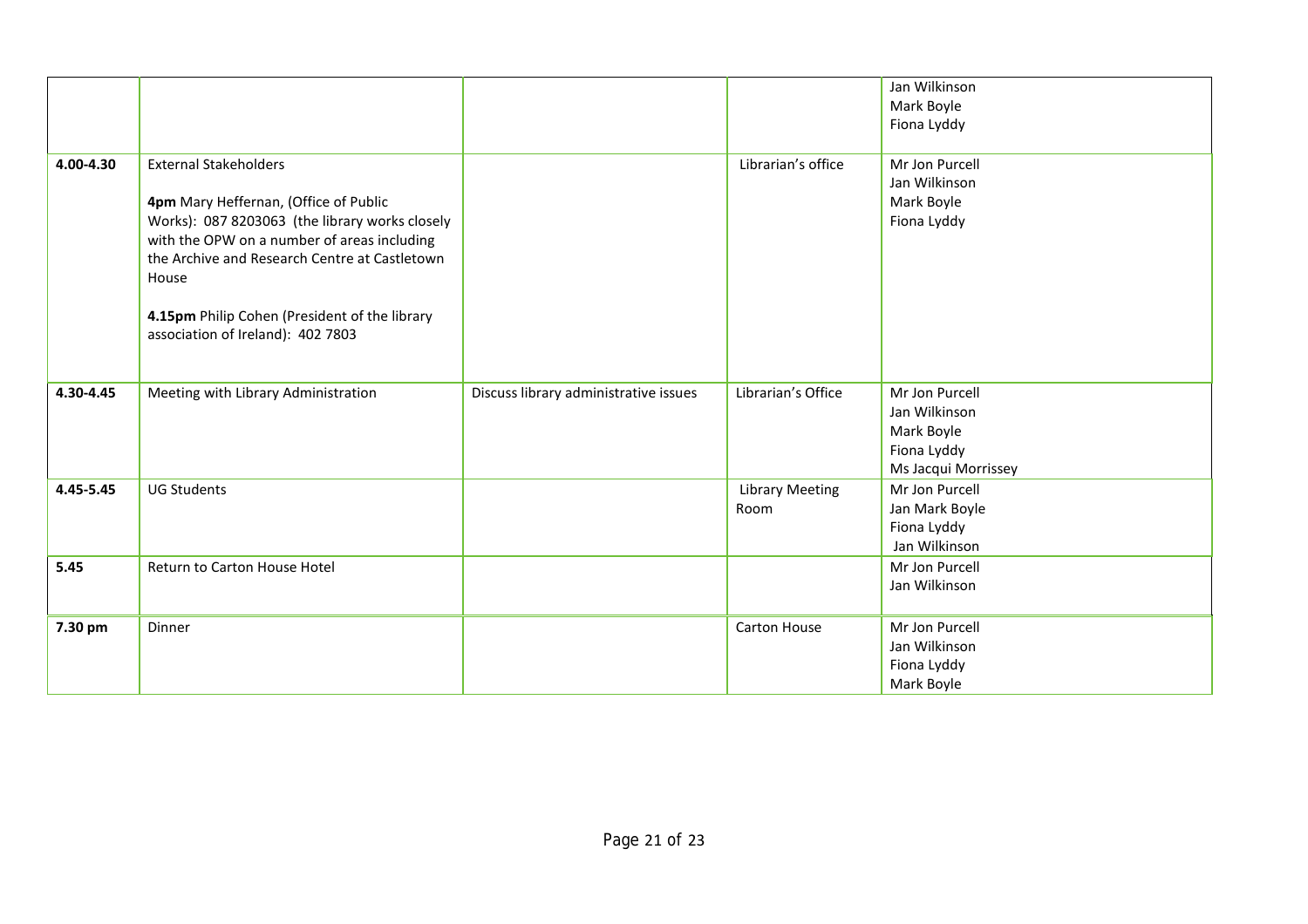| | | | | |
|---|---|---|---|---|
| | | | | Jan Wilkinson<br>Mark Boyle<br>Fiona Lyddy |
| **4.00-4.30** | External Stakeholders<br><br>**4pm** Mary Heffernan, (Office of Public Works): 087 8203063 (the library works closely with the OPW on a number of areas including the Archive and Research Centre at Castletown House<br><br>**4.15pm** Philip Cohen (President of the library association of Ireland): 402 7803 | | Librarian's office | Mr Jon Purcell<br>Jan Wilkinson<br>Mark Boyle<br>Fiona Lyddy |
| **4.30-4.45** | Meeting with Library Administration | Discuss library administrative issues | Librarian's Office | Mr Jon Purcell<br>Jan Wilkinson<br>Mark Boyle<br>Fiona Lyddy<br>Ms Jacqui Morrissey |
| **4.45-5.45** | UG Students | | Library Meeting Room | Mr Jon Purcell<br>Jan Mark Boyle<br>Fiona Lyddy<br>Jan Wilkinson |
| **5.45** | Return to Carton House Hotel | | | Mr Jon Purcell<br>Jan Wilkinson |
| **7.30 pm** | Dinner | | Carton House | Mr Jon Purcell<br>Jan Wilkinson<br>Fiona Lyddy<br>Mark Boyle |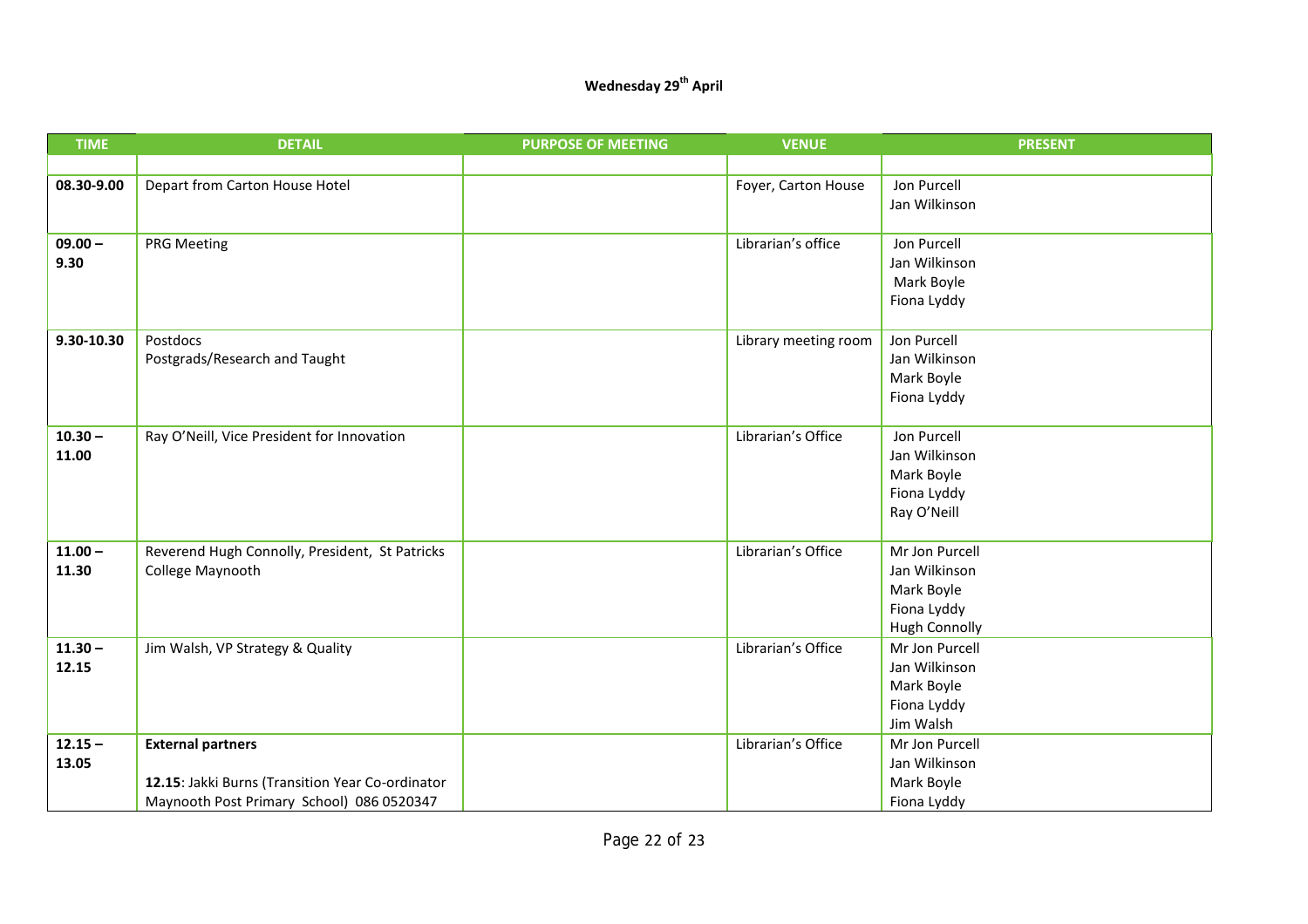**Wednesday 29th April**

| TIME | DETAIL | PURPOSE OF MEETING | VENUE | PRESENT |
|---|---|---|---|---|
| | | | | |
| **08.30-9.00** | Depart from Carton House Hotel | | Foyer, Carton House | Jon Purcell<br>Jan Wilkinson |
| **09.00 – 9.30** | PRG Meeting | | Librarian's office | Jon Purcell<br>Jan Wilkinson<br>Mark Boyle<br>Fiona Lyddy |
| **9.30-10.30** | Postdocs<br>Postgrads/Research and Taught | | Library meeting room | Jon Purcell<br>Jan Wilkinson<br>Mark Boyle<br>Fiona Lyddy |
| **10.30 – 11.00** | Ray O'Neill, Vice President for Innovation | | Librarian's Office | Jon Purcell<br>Jan Wilkinson<br>Mark Boyle<br>Fiona Lyddy<br>Ray O'Neill |
| **11.00 – 11.30** | Reverend Hugh Connolly, President, St Patricks College Maynooth | | Librarian's Office | Mr Jon Purcell<br>Jan Wilkinson<br>Mark Boyle<br>Fiona Lyddy<br>Hugh Connolly |
| **11.30 – 12.15** | Jim Walsh, VP Strategy & Quality | | Librarian's Office | Mr Jon Purcell<br>Jan Wilkinson<br>Mark Boyle<br>Fiona Lyddy<br>Jim Walsh |
| **12.15 – 13.05** | **External partners**<br><br>**12.15**: Jakki Burns (Transition Year Co-ordinator Maynooth Post Primary School) 086 0520347 | | Librarian's Office | Mr Jon Purcell<br>Jan Wilkinson<br>Mark Boyle<br>Fiona Lyddy |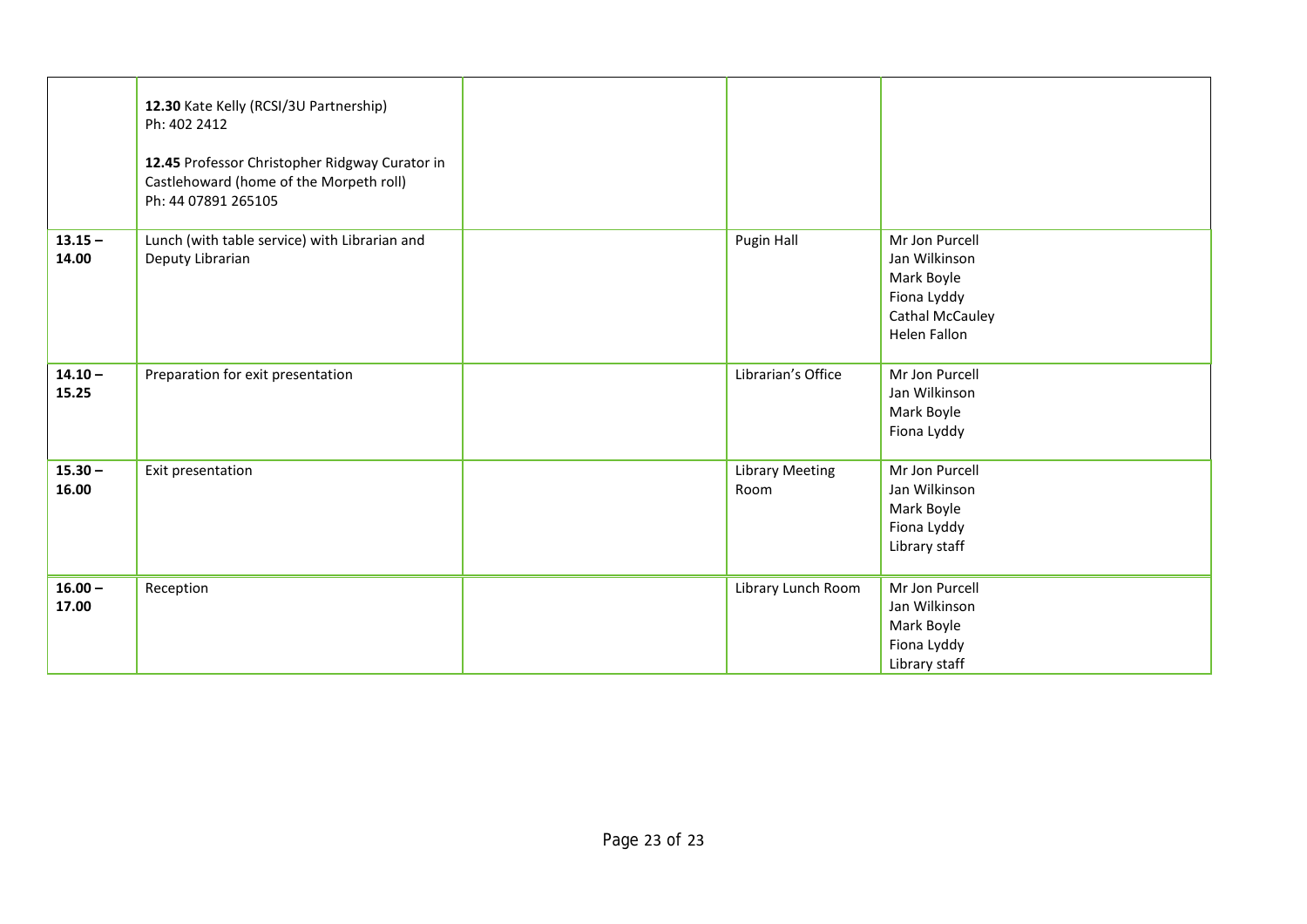| | | | | |
|---|---|---|---|---|
| | **12.30** Kate Kelly (RCSI/3U Partnership) Ph: 402 2412<br><br>**12.45** Professor Christopher Ridgway Curator in Castlehoward (home of the Morpeth roll) Ph: 44 07891 265105 | | | |
| **13.15 – 14.00** | Lunch (with table service) with Librarian and Deputy Librarian | | Pugin Hall | Mr Jon Purcell<br>Jan Wilkinson<br>Mark Boyle<br>Fiona Lyddy<br>Cathal McCauley<br>Helen Fallon |
| **14.10 – 15.25** | Preparation for exit presentation | | Librarian's Office | Mr Jon Purcell<br>Jan Wilkinson<br>Mark Boyle<br>Fiona Lyddy |
| **15.30 – 16.00** | Exit presentation | | Library Meeting Room | Mr Jon Purcell<br>Jan Wilkinson<br>Mark Boyle<br>Fiona Lyddy<br>Library staff |
| **16.00 – 17.00** | Reception | | Library Lunch Room | Mr Jon Purcell<br>Jan Wilkinson<br>Mark Boyle<br>Fiona Lyddy<br>Library staff |